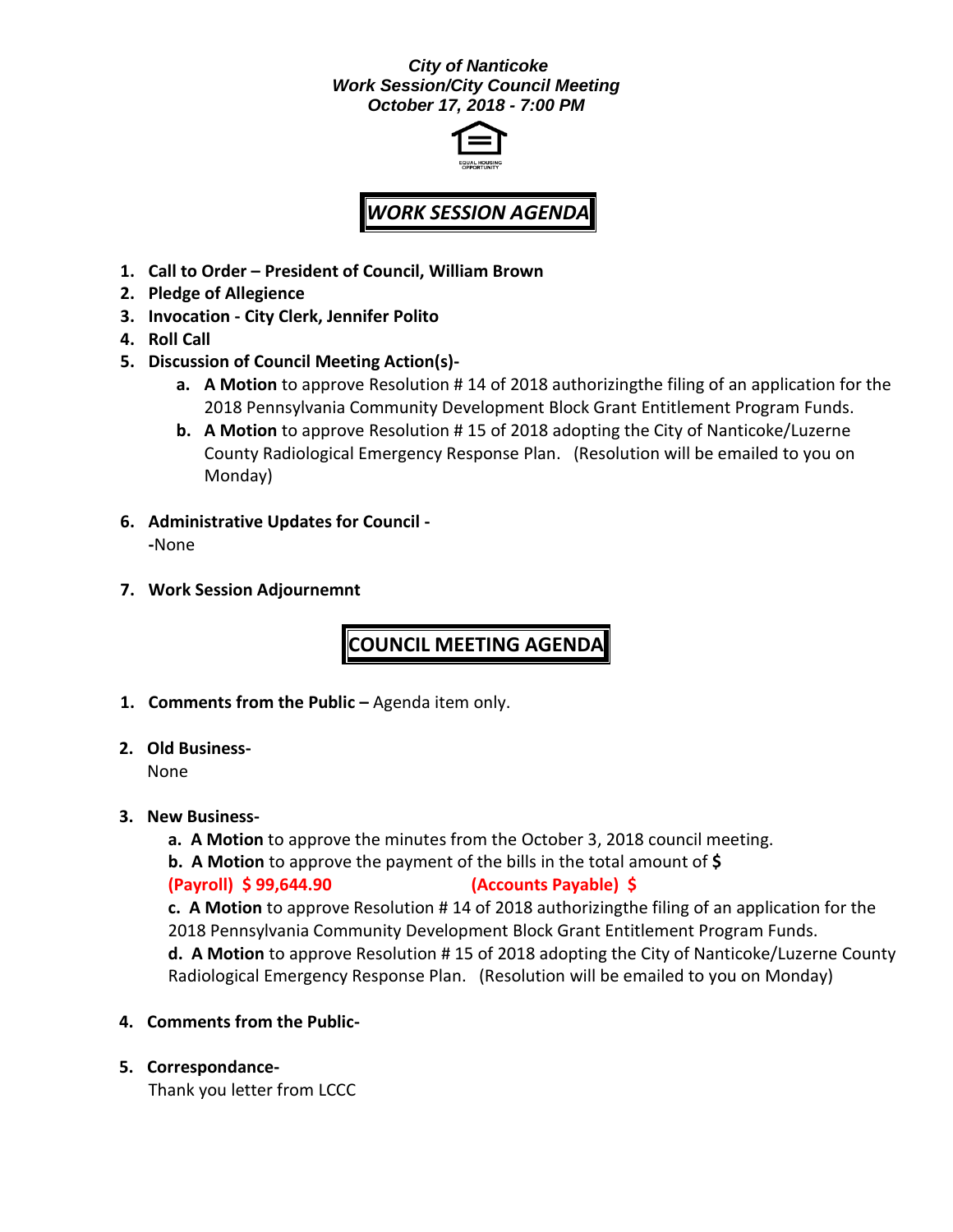***City of Nanticoke***
***Work Session/City Council Meeting***
***October 17, 2018 - 7:00 PM***

## *WORK SESSION AGENDA*

1. **Call to Order – President of Council, William Brown**
2. **Pledge of Allegience**
3. **Invocation - City Clerk, Jennifer Polito**
4. **Roll Call**
5. **Discussion of Council Meeting Action(s)-**
   a. **A Motion** to approve Resolution # 14 of 2018 authorizingthe filing of an application for the 2018 Pennsylvania Community Development Block Grant Entitlement Program Funds.
   b. **A Motion** to approve Resolution # 15 of 2018 adopting the City of Nanticoke/Luzerne County Radiological Emergency Response Plan. (Resolution will be emailed to you on Monday)
6. **Administrative Updates for Council -**
   **-**None
7. **Work Session Adjournemnt**

## COUNCIL MEETING AGENDA

1. **Comments from the Public –** Agenda item only.
2. **Old Business-**
   None
3. **New Business-**
   **a. A Motion** to approve the minutes from the October 3, 2018 council meeting.
   **b. A Motion** to approve the payment of the bills in the total amount of **$**
   **(Payroll) $ 99,644.90** **(Accounts Payable) $**
   **c. A Motion** to approve Resolution # 14 of 2018 authorizingthe filing of an application for the 2018 Pennsylvania Community Development Block Grant Entitlement Program Funds.
   **d. A Motion** to approve Resolution # 15 of 2018 adopting the City of Nanticoke/Luzerne County Radiological Emergency Response Plan. (Resolution will be emailed to you on Monday)
4. **Comments from the Public-**
5. **Correspondance-**
   Thank you letter from LCCC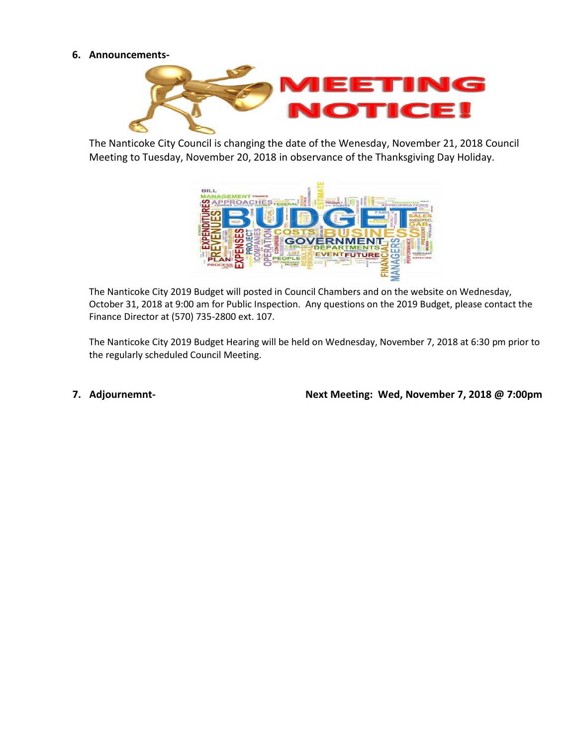**6. Announcements-**

MEETING NOTICE!

The Nanticoke City Council is changing the date of the Wenesday, November 21, 2018 Council Meeting to Tuesday, November 20, 2018 in observance of the Thanksgiving Day Holiday.

The Nanticoke City 2019 Budget will posted in Council Chambers and on the website on Wednesday, October 31, 2018 at 9:00 am for Public Inspection. Any questions on the 2019 Budget, please contact the Finance Director at (570) 735-2800 ext. 107.

The Nanticoke City 2019 Budget Hearing will be held on Wednesday, November 7, 2018 at 6:30 pm prior to the regularly scheduled Council Meeting.

**7. Adjournemnt-** **Next Meeting: Wed, November 7, 2018 @ 7:00pm**